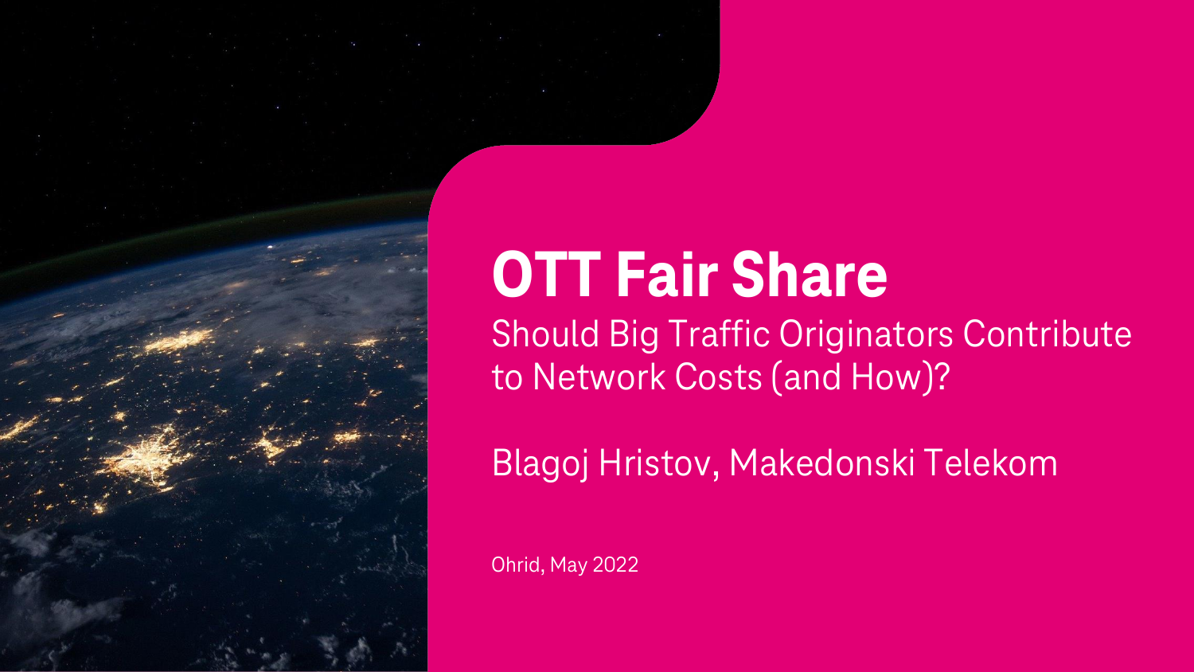# OTT Fair Share

Should Big Traffic Originators Contribute to Network Costs (and How)?

Blagoj Hristov, Makedonski Telekom

Ohrid, May 2022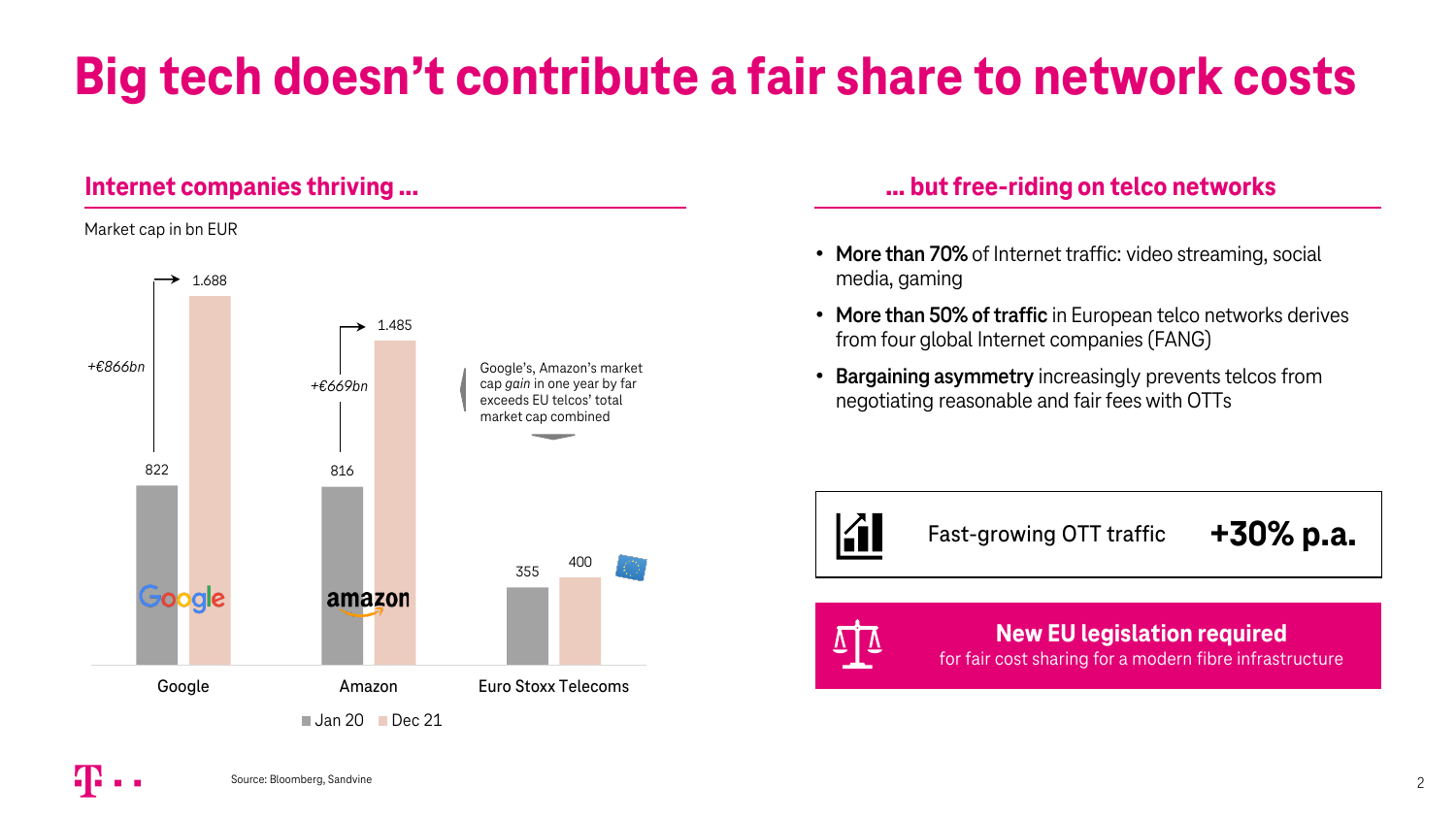# Big tech doesn't contribute a fair share to network costs

## Internet companies thriving ...

Market cap in bn EUR

| | Jan 20 | Dec 21 |
|---|---|---|
| Google | 822 | 1.688 |
| Amazon | 816 | 1.485 |
| Euro Stoxx Telecoms | 355 | 400 |

Google: *+€866bn*

Amazon: *+€669bn*

Google's, Amazon's market cap *gain* in one year by far exceeds EU telcos' total market cap combined

## ... but free-riding on telco networks

- **More than 70%** of Internet traffic: video streaming, social media, gaming
- **More than 50% of traffic** in European telco networks derives from four global Internet companies (FANG)
- **Bargaining asymmetry** increasingly prevents telcos from negotiating reasonable and fair fees with OTTs

Fast-growing OTT traffic **+30% p.a.**

**New EU legislation required**
for fair cost sharing for a modern fibre infrastructure

Source: Bloomberg, Sandvine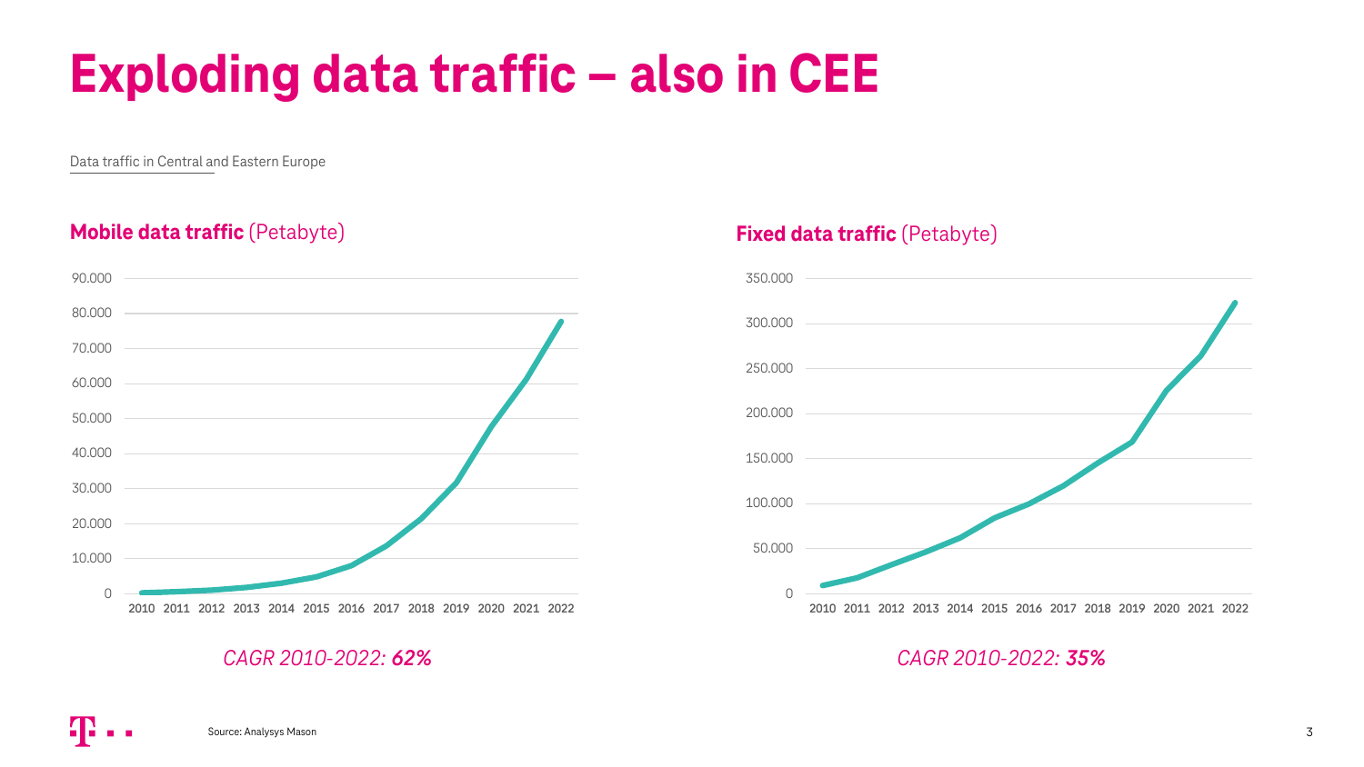# Exploding data traffic – also in CEE

Data traffic in Central and Eastern Europe

**Mobile data traffic** (Petabyte)

*CAGR 2010-2022: **62%***

**Fixed data traffic** (Petabyte)

*CAGR 2010-2022: **35%***

Source: Analysys Mason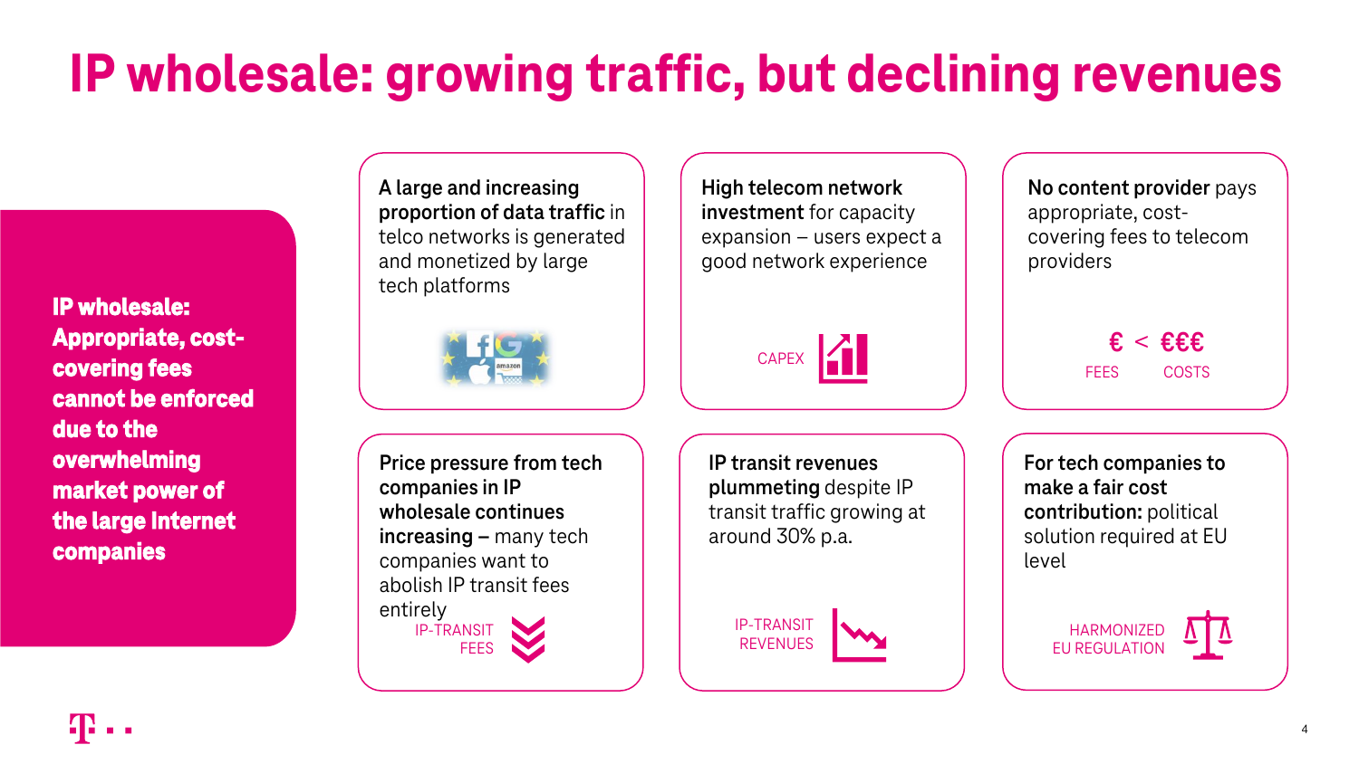# IP wholesale: growing traffic, but declining revenues

**IP wholesale: Appropriate, cost-covering fees cannot be enforced due to the overwhelming market power of the large Internet companies**

**A large and increasing proportion of data traffic** in telco networks is generated and monetized by large tech platforms

**High telecom network investment** for capacity expansion – users expect a good network experience

CAPEX

**No content provider** pays appropriate, cost-covering fees to telecom providers

€ < €€€

FEES COSTS

**Price pressure from tech companies in IP wholesale continues increasing** – many tech companies want to abolish IP transit fees entirely

IP-TRANSIT FEES

**IP transit revenues plummeting** despite IP transit traffic growing at around 30% p.a.

IP-TRANSIT REVENUES

**For tech companies to make a fair cost contribution:** political solution required at EU level

HARMONIZED EU REGULATION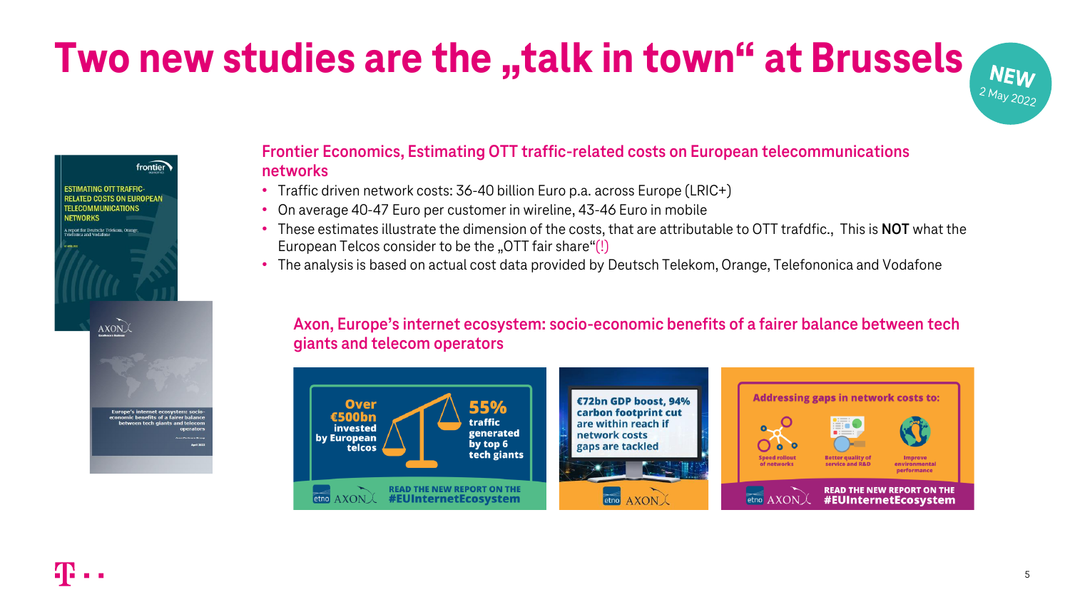# Two new studies are the „talk in town" at Brussels

NEW
2 May 2022

## Frontier Economics, Estimating OTT traffic-related costs on European telecommunications networks

- Traffic driven network costs: 36-40 billion Euro p.a. across Europe (LRIC+)
- On average 40-47 Euro per customer in wireline, 43-46 Euro in mobile
- These estimates illustrate the dimension of the costs, that are attributable to OTT trafdfic., This is **NOT** what the European Telcos consider to be the „OTT fair share"(!)
- The analysis is based on actual cost data provided by Deutsch Telekom, Orange, Telefononica and Vodafone

## Axon, Europe's internet ecosystem: socio-economic benefits of a fairer balance between tech giants and telecom operators

Over €500bn invested by European telcos

55% traffic generated by top 6 tech giants

READ THE NEW REPORT ON THE #EUInternetEcosystem

€72bn GDP boost, 94% carbon footprint cut are within reach if network costs gaps are tackled

Addressing gaps in network costs to:

- Speed rollout of networks
- Better quality of service and R&D
- Improve environmental performance

READ THE NEW REPORT ON THE #EUInternetEcosystem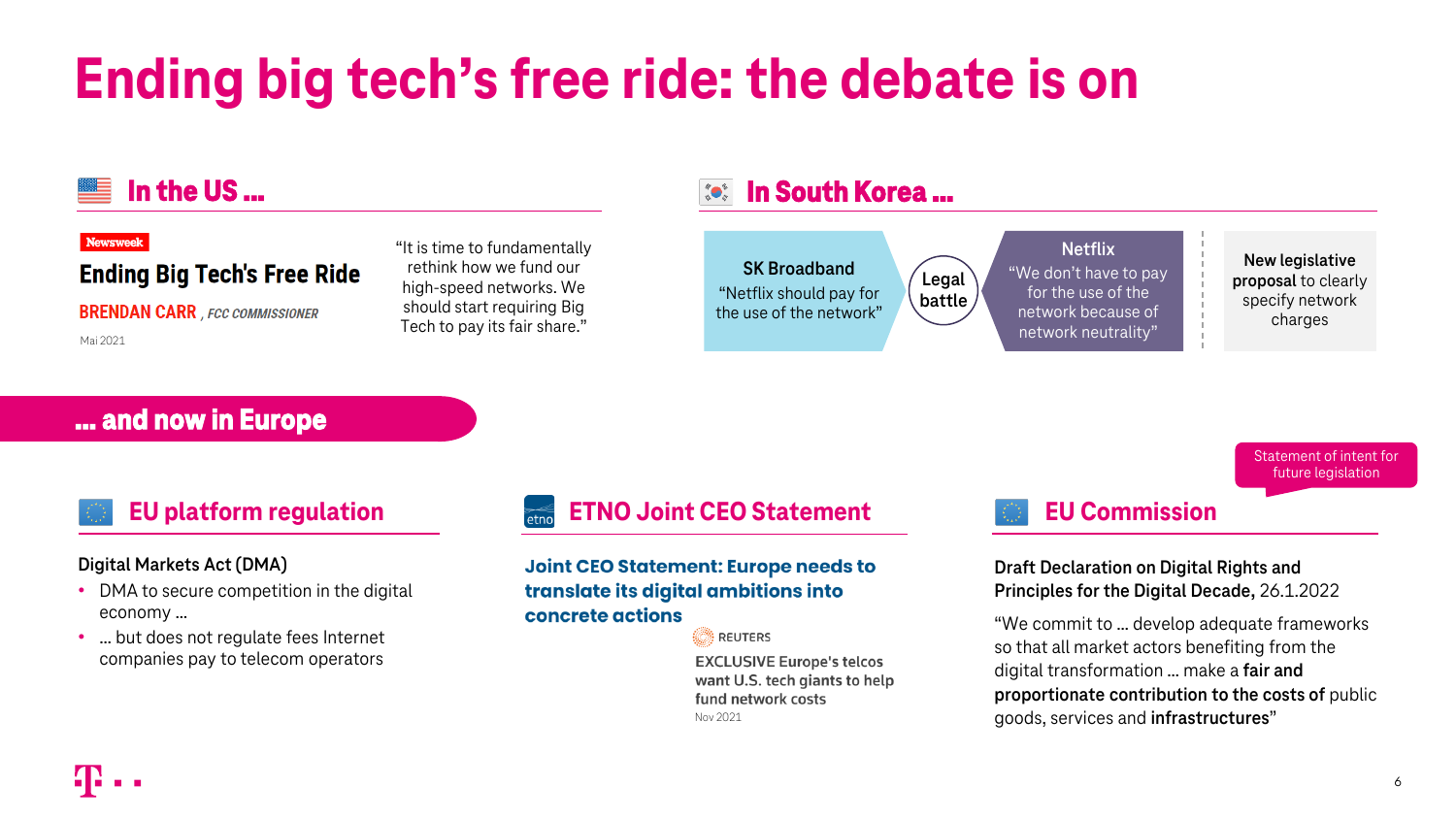# Ending big tech's free ride: the debate is on

## In the US ...

Newsweek

### Ending Big Tech's Free Ride

**BRENDAN CARR**, *FCC COMMISSIONER*

Mai 2021

"It is time to fundamentally rethink how we fund our high-speed networks. We should start requiring Big Tech to pay its fair share."

## In South Korea ...

**SK Broadband**
"Netflix should pay for the use of the network"

**Legal battle**

**Netflix**
"We don't have to pay for the use of the network because of network neutrality"

**New legislative proposal** to clearly specify network charges

## ... and now in Europe

### EU platform regulation

**Digital Markets Act (DMA)**

- DMA to secure competition in the digital economy ...
- ... but does not regulate fees Internet companies pay to telecom operators

### ETNO Joint CEO Statement

**Joint CEO Statement: Europe needs to translate its digital ambitions into concrete actions**

REUTERS

**EXCLUSIVE Europe's telcos want U.S. tech giants to help fund network costs**

Nov 2021

### EU Commission

Statement of intent for future legislation

**Draft Declaration on Digital Rights and Principles for the Digital Decade,** 26.1.2022

"We commit to ... develop adequate frameworks so that all market actors benefiting from the digital transformation ... make a **fair and proportionate contribution to the costs of** public goods, services and **infrastructures**"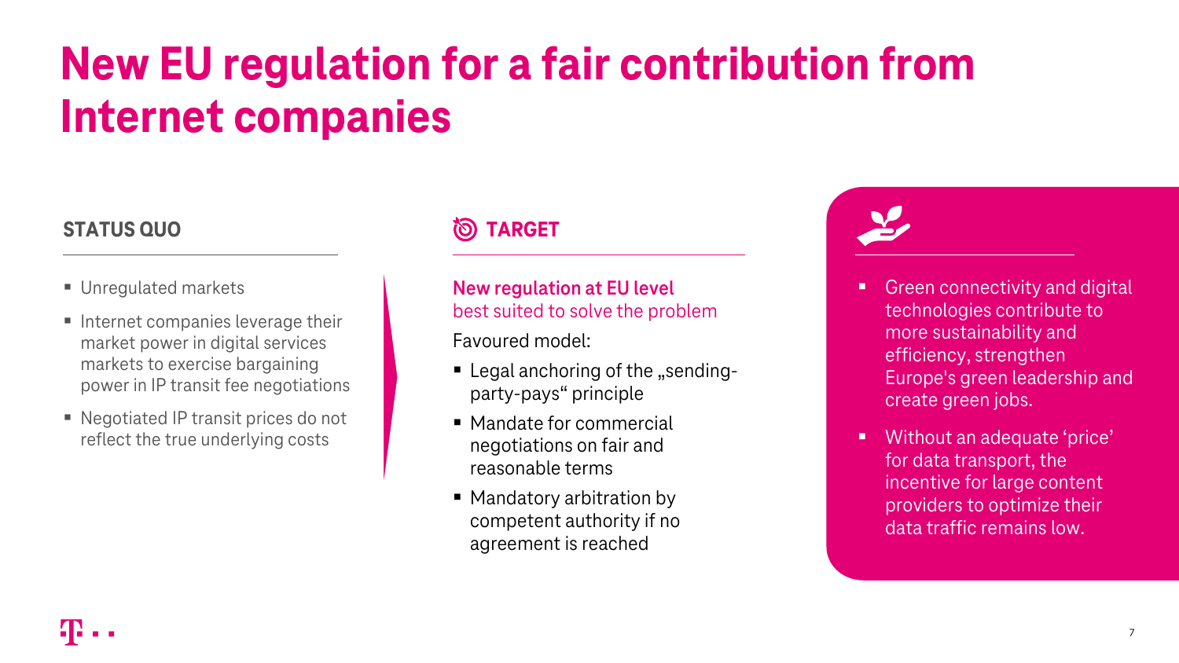# New EU regulation for a fair contribution from Internet companies

## STATUS QUO

- Unregulated markets
- Internet companies leverage their market power in digital services markets to exercise bargaining power in IP transit fee negotiations
- Negotiated IP transit prices do not reflect the true underlying costs

## TARGET

**New regulation at EU level**
best suited to solve the problem

Favoured model:

- Legal anchoring of the „sending-party-pays“ principle
- Mandate for commercial negotiations on fair and reasonable terms
- Mandatory arbitration by competent authority if no agreement is reached

---

- Green connectivity and digital technologies contribute to more sustainability and efficiency, strengthen Europe's green leadership and create green jobs.
- Without an adequate ‘price’ for data transport, the incentive for large content providers to optimize their data traffic remains low.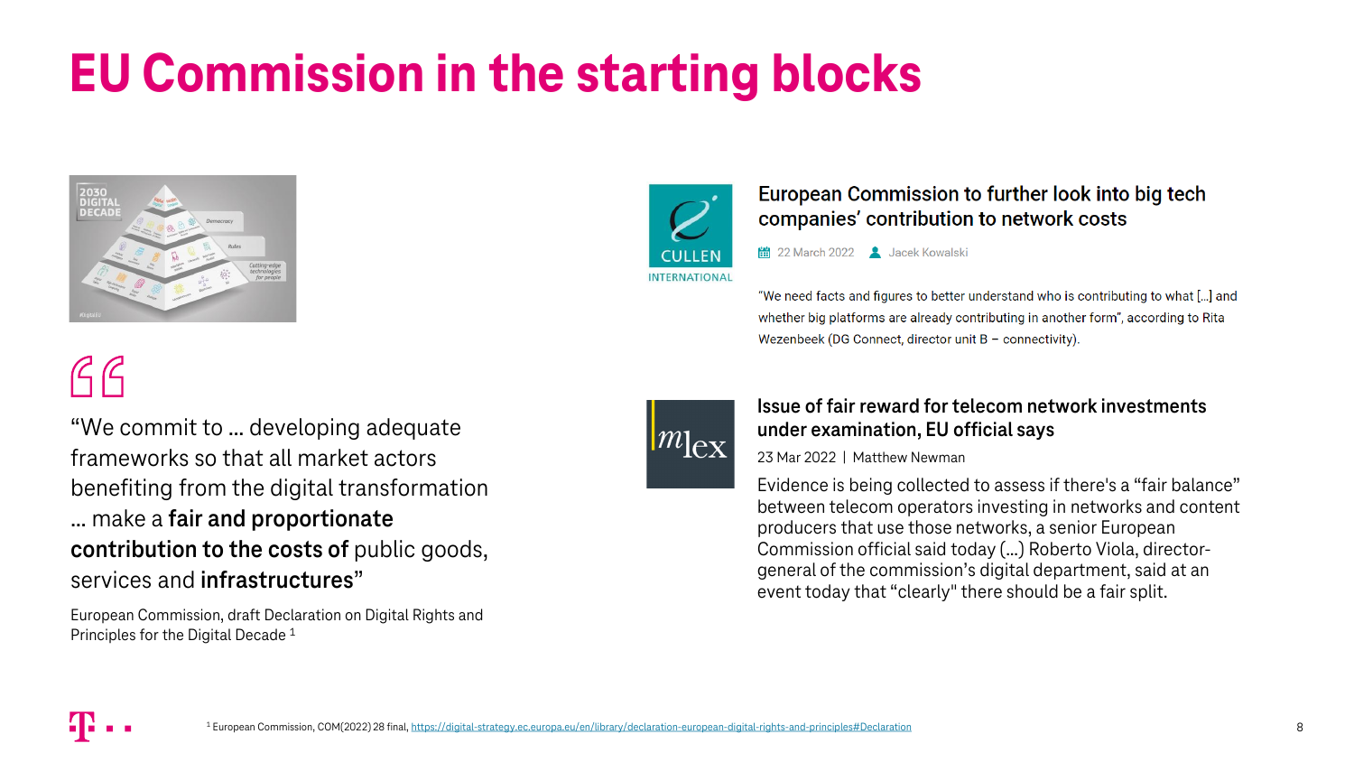# EU Commission in the starting blocks

"We commit to … developing adequate frameworks so that all market actors benefiting from the digital transformation … make a **fair and proportionate contribution to the costs of** public goods, services and **infrastructures**"

European Commission, draft Declaration on Digital Rights and Principles for the Digital Decade [1]

## European Commission to further look into big tech companies' contribution to network costs

22 March 2022 | Jacek Kowalski

"We need facts and figures to better understand who is contributing to what […] and whether big platforms are already contributing in another form", according to Rita Wezenbeek (DG Connect, director unit B – connectivity).

## Issue of fair reward for telecom network investments under examination, EU official says

23 Mar 2022 | Matthew Newman

Evidence is being collected to assess if there's a "fair balance" between telecom operators investing in networks and content producers that use those networks, a senior European Commission official said today (…) Roberto Viola, director-general of the commission's digital department, said at an event today that "clearly" there should be a fair split.

[1] European Commission, COM(2022) 28 final, https://digital-strategy.ec.europa.eu/en/library/declaration-european-digital-rights-and-principles#Declaration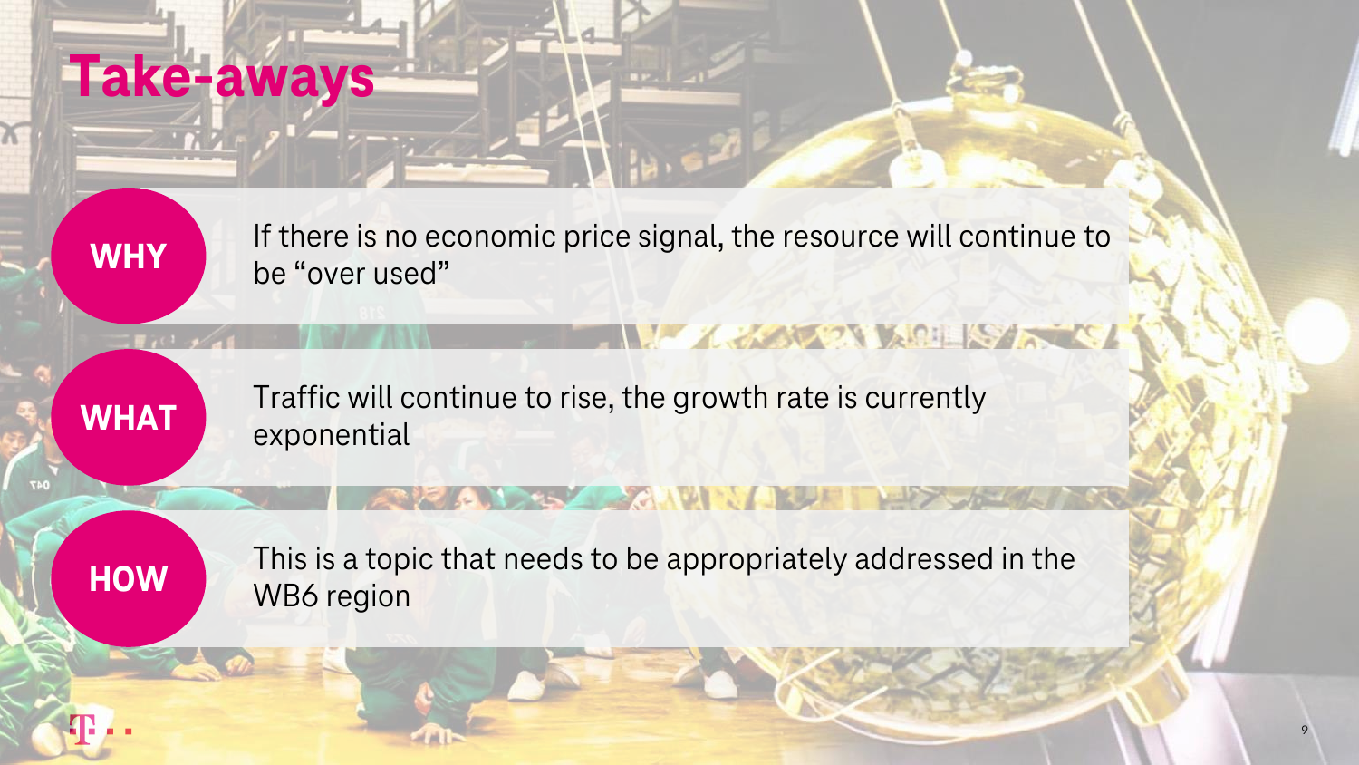# Take-aways

**WHY**

If there is no economic price signal, the resource will continue to be “over used”

**WHAT**

Traffic will continue to rise, the growth rate is currently exponential

**HOW**

This is a topic that needs to be appropriately addressed in the WB6 region